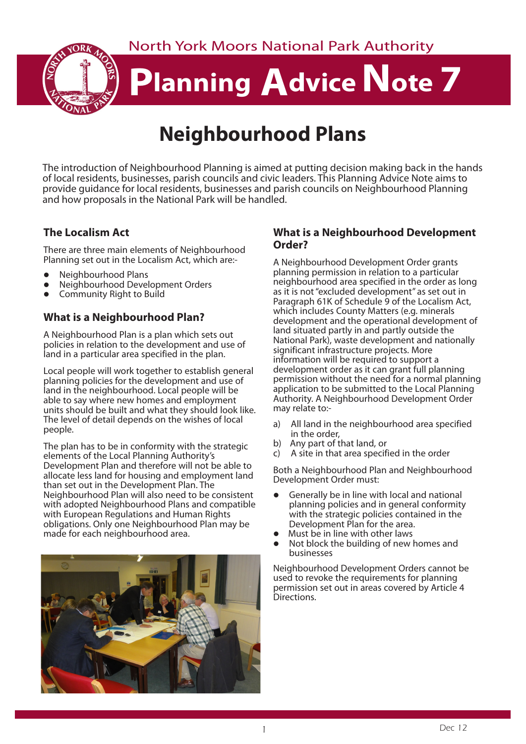North York Moors National Park Authority

# Planning Advice Note 7

## Neighbourhood Plans

The introduction of Neighbourhood Planning is aimed at putting decision making back in the hands of local residents, businesses, parish councils and civic leaders. This Planning Advice Note aims to provide guidance for local residents, businesses and parish councils on Neighbourhood Planning and how proposals in the National Park will be handled.

### The Localism Act

There are three main elements of Neighbourhood Planning set out in the Localism Act, which are:-

- Neighbourhood Plans
- Neighbourhood Development Orders
- Community Right to Build

### What is a Neighbourhood Plan?

A Neighbourhood Plan is a plan which sets out policies in relation to the development and use of land in a particular area specified in the plan.

Local people will work together to establish general planning policies for the development and use of land in the neighbourhood. Local people will be able to say where new homes and employment units should be built and what they should look like. The level of detail depends on the wishes of local people.

The plan has to be in conformity with the strategic elements of the Local Planning Authority's Development Plan and therefore will not be able to allocate less land for housing and employment land than set out in the Development Plan. The Neighbourhood Plan will also need to be consistent with adopted Neighbourhood Plans and compatible with European Regulations and Human Rights obligations. Only one Neighbourhood Plan may be made for each neighbourhood area.

### What is a Neighbourhood Development Order?

A Neighbourhood Development Order grants planning permission in relation to a particular neighbourhood area specified in the order as long as it is not "excluded development" as set out in Paragraph 61K of Schedule 9 of the Localism Act, which includes County Matters (e.g. minerals development and the operational development of land situated partly in and partly outside the National Park), waste development and nationally significant infrastructure projects. More information will be required to support a development order as it can grant full planning permission without the need for a normal planning application to be submitted to the Local Planning Authority. A Neighbourhood Development Order may relate to:-

a) All land in the neighbourhood area specified in the order,
b) Any part of that land, or
c) A site in that area specified in the order

Both a Neighbourhood Plan and Neighbourhood Development Order must:

- Generally be in line with local and national planning policies and in general conformity with the strategic policies contained in the Development Plan for the area.
- Must be in line with other laws
- Not block the building of new homes and businesses

Neighbourhood Development Orders cannot be used to revoke the requirements for planning permission set out in areas covered by Article 4 Directions.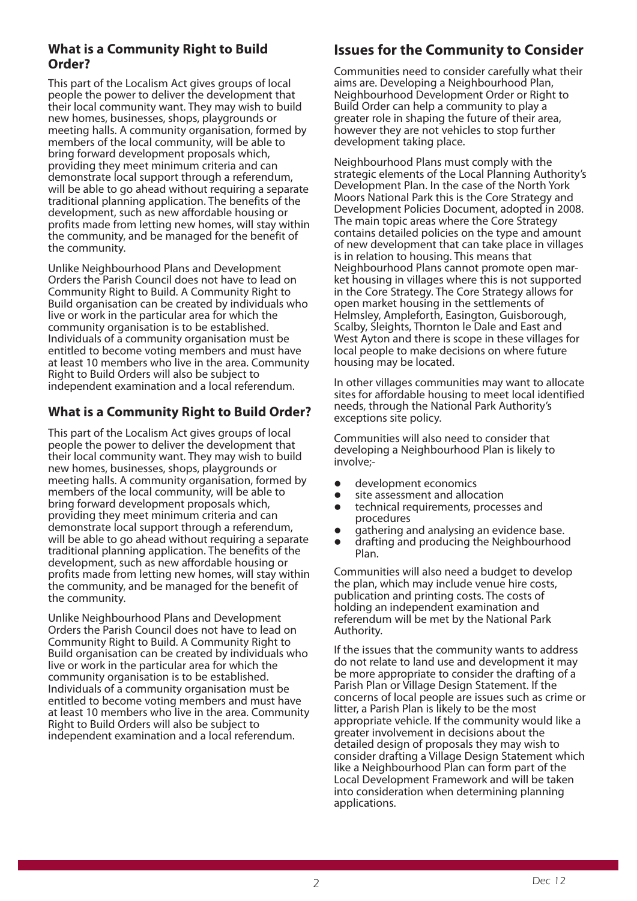## What is a Community Right to Build Order?

This part of the Localism Act gives groups of local people the power to deliver the development that their local community want. They may wish to build new homes, businesses, shops, playgrounds or meeting halls. A community organisation, formed by members of the local community, will be able to bring forward development proposals which, providing they meet minimum criteria and can demonstrate local support through a referendum, will be able to go ahead without requiring a separate traditional planning application. The benefits of the development, such as new affordable housing or profits made from letting new homes, will stay within the community, and be managed for the benefit of the community.

Unlike Neighbourhood Plans and Development Orders the Parish Council does not have to lead on Community Right to Build. A Community Right to Build organisation can be created by individuals who live or work in the particular area for which the community organisation is to be established. Individuals of a community organisation must be entitled to become voting members and must have at least 10 members who live in the area. Community Right to Build Orders will also be subject to independent examination and a local referendum.

## What is a Community Right to Build Order?

This part of the Localism Act gives groups of local people the power to deliver the development that their local community want. They may wish to build new homes, businesses, shops, playgrounds or meeting halls. A community organisation, formed by members of the local community, will be able to bring forward development proposals which, providing they meet minimum criteria and can demonstrate local support through a referendum, will be able to go ahead without requiring a separate traditional planning application. The benefits of the development, such as new affordable housing or profits made from letting new homes, will stay within the community, and be managed for the benefit of the community.

Unlike Neighbourhood Plans and Development Orders the Parish Council does not have to lead on Community Right to Build. A Community Right to Build organisation can be created by individuals who live or work in the particular area for which the community organisation is to be established. Individuals of a community organisation must be entitled to become voting members and must have at least 10 members who live in the area. Community Right to Build Orders will also be subject to independent examination and a local referendum.

## Issues for the Community to Consider

Communities need to consider carefully what their aims are. Developing a Neighbourhood Plan, Neighbourhood Development Order or Right to Build Order can help a community to play a greater role in shaping the future of their area, however they are not vehicles to stop further development taking place.

Neighbourhood Plans must comply with the strategic elements of the Local Planning Authority's Development Plan. In the case of the North York Moors National Park this is the Core Strategy and Development Policies Document, adopted in 2008. The main topic areas where the Core Strategy contains detailed policies on the type and amount of new development that can take place in villages is in relation to housing. This means that Neighbourhood Plans cannot promote open market housing in villages where this is not supported in the Core Strategy. The Core Strategy allows for open market housing in the settlements of Helmsley, Ampleforth, Easington, Guisborough, Scalby, Sleights, Thornton le Dale and East and West Ayton and there is scope in these villages for local people to make decisions on where future housing may be located.

In other villages communities may want to allocate sites for affordable housing to meet local identified needs, through the National Park Authority's exceptions site policy.

Communities will also need to consider that developing a Neighbourhood Plan is likely to involve;-

- development economics
- site assessment and allocation
- technical requirements, processes and procedures
- gathering and analysing an evidence base.
- drafting and producing the Neighbourhood Plan.

Communities will also need a budget to develop the plan, which may include venue hire costs, publication and printing costs. The costs of holding an independent examination and referendum will be met by the National Park Authority.

If the issues that the community wants to address do not relate to land use and development it may be more appropriate to consider the drafting of a Parish Plan or Village Design Statement. If the concerns of local people are issues such as crime or litter, a Parish Plan is likely to be the most appropriate vehicle. If the community would like a greater involvement in decisions about the detailed design of proposals they may wish to consider drafting a Village Design Statement which like a Neighbourhood Plan can form part of the Local Development Framework and will be taken into consideration when determining planning applications.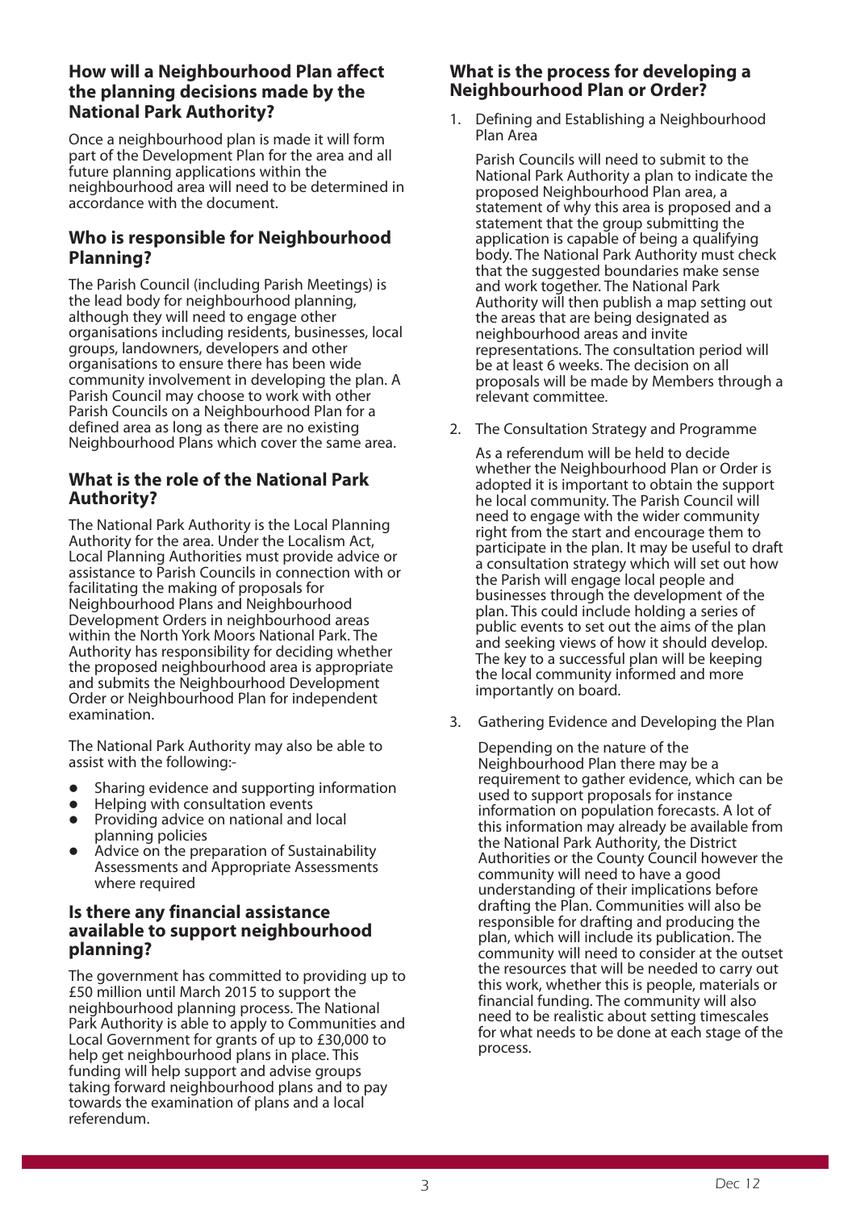## How will a Neighbourhood Plan affect the planning decisions made by the National Park Authority?

Once a neighbourhood plan is made it will form part of the Development Plan for the area and all future planning applications within the neighbourhood area will need to be determined in accordance with the document.

## Who is responsible for Neighbourhood Planning?

The Parish Council (including Parish Meetings) is the lead body for neighbourhood planning, although they will need to engage other organisations including residents, businesses, local groups, landowners, developers and other organisations to ensure there has been wide community involvement in developing the plan. A Parish Council may choose to work with other Parish Councils on a Neighbourhood Plan for a defined area as long as there are no existing Neighbourhood Plans which cover the same area.

## What is the role of the National Park Authority?

The National Park Authority is the Local Planning Authority for the area. Under the Localism Act, Local Planning Authorities must provide advice or assistance to Parish Councils in connection with or facilitating the making of proposals for Neighbourhood Plans and Neighbourhood Development Orders in neighbourhood areas within the North York Moors National Park. The Authority has responsibility for deciding whether the proposed neighbourhood area is appropriate and submits the Neighbourhood Development Order or Neighbourhood Plan for independent examination.

The National Park Authority may also be able to assist with the following:-

- Sharing evidence and supporting information
- Helping with consultation events
- Providing advice on national and local planning policies
- Advice on the preparation of Sustainability Assessments and Appropriate Assessments where required

## Is there any financial assistance available to support neighbourhood planning?

The government has committed to providing up to £50 million until March 2015 to support the neighbourhood planning process. The National Park Authority is able to apply to Communities and Local Government for grants of up to £30,000 to help get neighbourhood plans in place. This funding will help support and advise groups taking forward neighbourhood plans and to pay towards the examination of plans and a local referendum.

## What is the process for developing a Neighbourhood Plan or Order?

1. Defining and Establishing a Neighbourhood Plan Area

   Parish Councils will need to submit to the National Park Authority a plan to indicate the proposed Neighbourhood Plan area, a statement of why this area is proposed and a statement that the group submitting the application is capable of being a qualifying body. The National Park Authority must check that the suggested boundaries make sense and work together. The National Park Authority will then publish a map setting out the areas that are being designated as neighbourhood areas and invite representations. The consultation period will be at least 6 weeks. The decision on all proposals will be made by Members through a relevant committee.

2. The Consultation Strategy and Programme

   As a referendum will be held to decide whether the Neighbourhood Plan or Order is adopted it is important to obtain the support he local community. The Parish Council will need to engage with the wider community right from the start and encourage them to participate in the plan. It may be useful to draft a consultation strategy which will set out how the Parish will engage local people and businesses through the development of the plan. This could include holding a series of public events to set out the aims of the plan and seeking views of how it should develop. The key to a successful plan will be keeping the local community informed and more importantly on board.

3. Gathering Evidence and Developing the Plan

   Depending on the nature of the Neighbourhood Plan there may be a requirement to gather evidence, which can be used to support proposals for instance information on population forecasts. A lot of this information may already be available from the National Park Authority, the District Authorities or the County Council however the community will need to have a good understanding of their implications before drafting the Plan. Communities will also be responsible for drafting and producing the plan, which will include its publication. The community will need to consider at the outset the resources that will be needed to carry out this work, whether this is people, materials or financial funding. The community will also need to be realistic about setting timescales for what needs to be done at each stage of the process.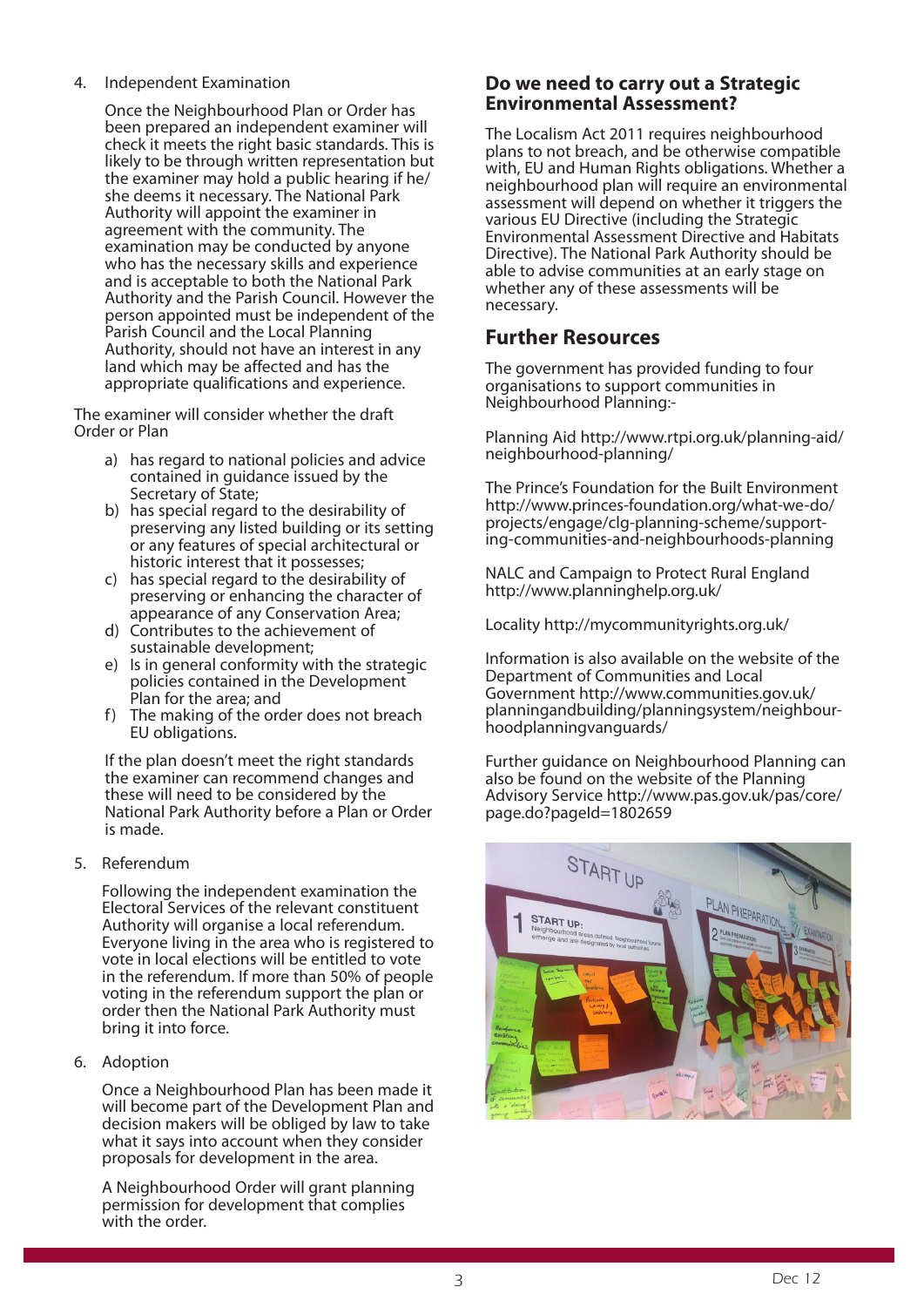4. Independent Examination

   Once the Neighbourhood Plan or Order has been prepared an independent examiner will check it meets the right basic standards. This is likely to be through written representation but the examiner may hold a public hearing if he/she deems it necessary. The National Park Authority will appoint the examiner in agreement with the community. The examination may be conducted by anyone who has the necessary skills and experience and is acceptable to both the National Park Authority and the Parish Council. However the person appointed must be independent of the Parish Council and the Local Planning Authority, should not have an interest in any land which may be affected and has the appropriate qualifications and experience.

The examiner will consider whether the draft Order or Plan

a) has regard to national policies and advice contained in guidance issued by the Secretary of State;
b) has special regard to the desirability of preserving any listed building or its setting or any features of special architectural or historic interest that it possesses;
c) has special regard to the desirability of preserving or enhancing the character of appearance of any Conservation Area;
d) Contributes to the achievement of sustainable development;
e) Is in general conformity with the strategic policies contained in the Development Plan for the area; and
f) The making of the order does not breach EU obligations.

   If the plan doesn't meet the right standards the examiner can recommend changes and these will need to be considered by the National Park Authority before a Plan or Order is made.

5. Referendum

   Following the independent examination the Electoral Services of the relevant constituent Authority will organise a local referendum. Everyone living in the area who is registered to vote in local elections will be entitled to vote in the referendum. If more than 50% of people voting in the referendum support the plan or order then the National Park Authority must bring it into force.

6. Adoption

   Once a Neighbourhood Plan has been made it will become part of the Development Plan and decision makers will be obliged by law to take what it says into account when they consider proposals for development in the area.

   A Neighbourhood Order will grant planning permission for development that complies with the order.

## Do we need to carry out a Strategic Environmental Assessment?

The Localism Act 2011 requires neighbourhood plans to not breach, and be otherwise compatible with, EU and Human Rights obligations. Whether a neighbourhood plan will require an environmental assessment will depend on whether it triggers the various EU Directive (including the Strategic Environmental Assessment Directive and Habitats Directive). The National Park Authority should be able to advise communities at an early stage on whether any of these assessments will be necessary.

## Further Resources

The government has provided funding to four organisations to support communities in Neighbourhood Planning:-

Planning Aid http://www.rtpi.org.uk/planning-aid/neighbourhood-planning/

The Prince's Foundation for the Built Environment http://www.princes-foundation.org/what-we-do/projects/engage/clg-planning-scheme/supporting-communities-and-neighbourhoods-planning

NALC and Campaign to Protect Rural England http://www.planninghelp.org.uk/

Locality http://mycommunityrights.org.uk/

Information is also available on the website of the Department of Communities and Local Government http://www.communities.gov.uk/planningandbuilding/planningsystem/neighbourhoodplanningvanguards/

Further guidance on Neighbourhood Planning can also be found on the website of the Planning Advisory Service http://www.pas.gov.uk/pas/core/page.do?pageId=1802659